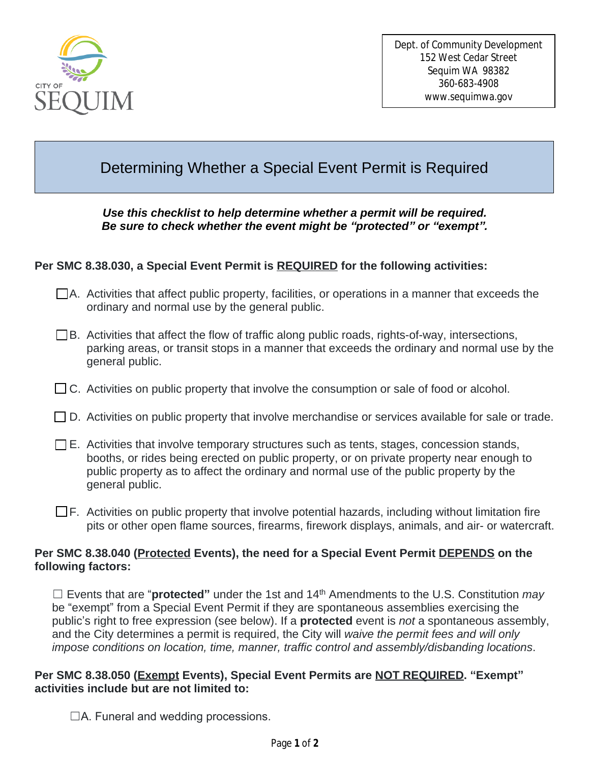Dept. of Community Development
152 West Cedar Street
Sequim WA 98382
360-683-4908
www.sequimwa.gov

# Determining Whether a Special Event Permit is Required

***Use this checklist to help determine whether a permit will be required.***
***Be sure to check whether the event might be "protected" or "exempt".***

**Per SMC 8.38.030, a Special Event Permit is REQUIRED for the following activities:**

☐ A. Activities that affect public property, facilities, or operations in a manner that exceeds the ordinary and normal use by the general public.

☐ B. Activities that affect the flow of traffic along public roads, rights-of-way, intersections, parking areas, or transit stops in a manner that exceeds the ordinary and normal use by the general public.

☐ C. Activities on public property that involve the consumption or sale of food or alcohol.

☐ D. Activities on public property that involve merchandise or services available for sale or trade.

☐ E. Activities that involve temporary structures such as tents, stages, concession stands, booths, or rides being erected on public property, or on private property near enough to public property as to affect the ordinary and normal use of the public property by the general public.

☐ F. Activities on public property that involve potential hazards, including without limitation fire pits or other open flame sources, firearms, firework displays, animals, and air- or watercraft.

**Per SMC 8.38.040 (Protected Events), the need for a Special Event Permit DEPENDS on the following factors:**

☐ Events that are "**protected"** under the 1st and 14th Amendments to the U.S. Constitution *may* be "exempt" from a Special Event Permit if they are spontaneous assemblies exercising the public's right to free expression (see below). If a **protected** event is *not* a spontaneous assembly, and the City determines a permit is required, the City will *waive the permit fees and will only impose conditions on location, time, manner, traffic control and assembly/disbanding locations*.

**Per SMC 8.38.050 (Exempt Events), Special Event Permits are NOT REQUIRED. "Exempt" activities include but are not limited to:**

☐ A. Funeral and wedding processions.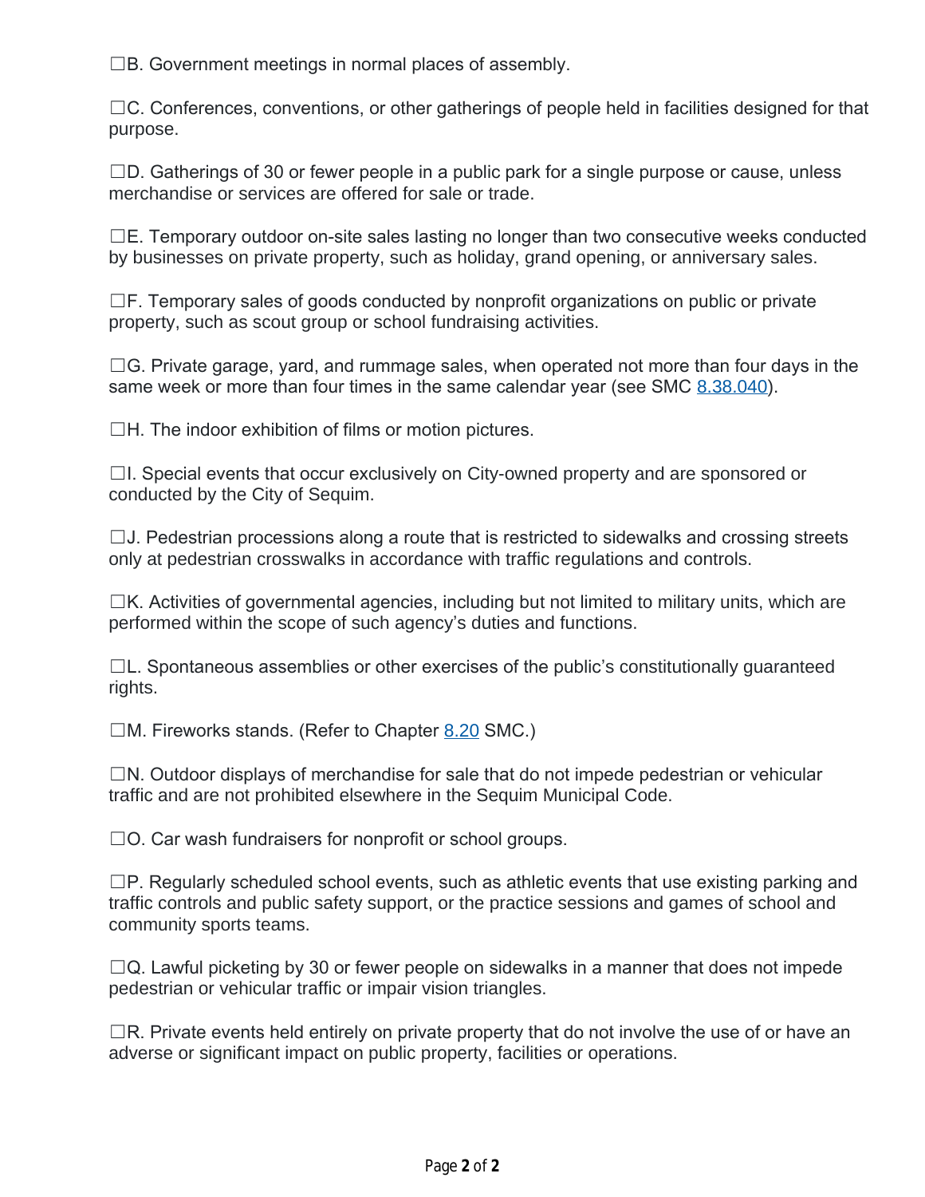☐B. Government meetings in normal places of assembly.

☐C. Conferences, conventions, or other gatherings of people held in facilities designed for that purpose.

☐D. Gatherings of 30 or fewer people in a public park for a single purpose or cause, unless merchandise or services are offered for sale or trade.

☐E. Temporary outdoor on-site sales lasting no longer than two consecutive weeks conducted by businesses on private property, such as holiday, grand opening, or anniversary sales.

☐F. Temporary sales of goods conducted by nonprofit organizations on public or private property, such as scout group or school fundraising activities.

☐G. Private garage, yard, and rummage sales, when operated not more than four days in the same week or more than four times in the same calendar year (see SMC 8.38.040).

☐H. The indoor exhibition of films or motion pictures.

☐I. Special events that occur exclusively on City-owned property and are sponsored or conducted by the City of Sequim.

☐J. Pedestrian processions along a route that is restricted to sidewalks and crossing streets only at pedestrian crosswalks in accordance with traffic regulations and controls.

☐K. Activities of governmental agencies, including but not limited to military units, which are performed within the scope of such agency's duties and functions.

☐L. Spontaneous assemblies or other exercises of the public's constitutionally guaranteed rights.

☐M. Fireworks stands. (Refer to Chapter 8.20 SMC.)

☐N. Outdoor displays of merchandise for sale that do not impede pedestrian or vehicular traffic and are not prohibited elsewhere in the Sequim Municipal Code.

☐O. Car wash fundraisers for nonprofit or school groups.

☐P. Regularly scheduled school events, such as athletic events that use existing parking and traffic controls and public safety support, or the practice sessions and games of school and community sports teams.

☐Q. Lawful picketing by 30 or fewer people on sidewalks in a manner that does not impede pedestrian or vehicular traffic or impair vision triangles.

☐R. Private events held entirely on private property that do not involve the use of or have an adverse or significant impact on public property, facilities or operations.